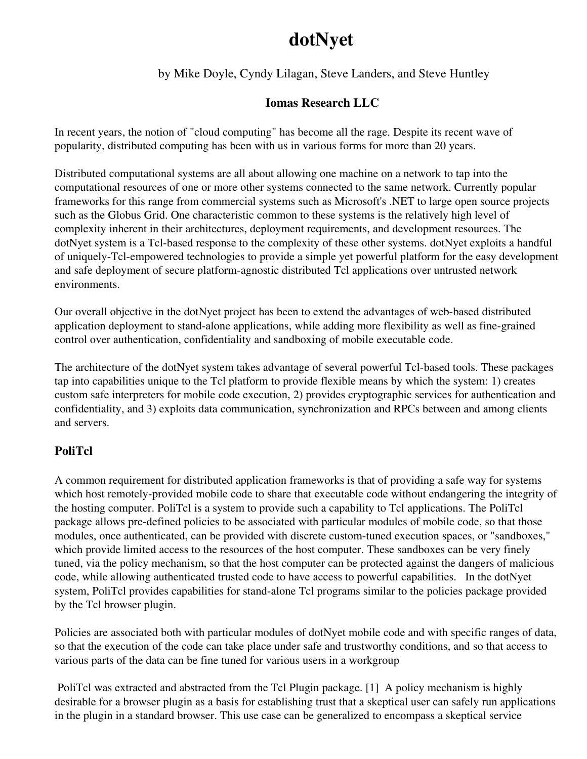# dotNyet

by Mike Doyle, Cyndy Lilagan, Steve Landers, and Steve Huntley

**Iomas Research LLC**

In recent years, the notion of "cloud computing" has become all the rage. Despite its recent wave of popularity, distributed computing has been with us in various forms for more than 20 years.

Distributed computational systems are all about allowing one machine on a network to tap into the computational resources of one or more other systems connected to the same network. Currently popular frameworks for this range from commercial systems such as Microsoft's .NET to large open source projects such as the Globus Grid. One characteristic common to these systems is the relatively high level of complexity inherent in their architectures, deployment requirements, and development resources. The dotNyet system is a Tcl-based response to the complexity of these other systems. dotNyet exploits a handful of uniquely-Tcl-empowered technologies to provide a simple yet powerful platform for the easy development and safe deployment of secure platform-agnostic distributed Tcl applications over untrusted network environments.

Our overall objective in the dotNyet project has been to extend the advantages of web-based distributed application deployment to stand-alone applications, while adding more flexibility as well as fine-grained control over authentication, confidentiality and sandboxing of mobile executable code.

The architecture of the dotNyet system takes advantage of several powerful Tcl-based tools. These packages tap into capabilities unique to the Tcl platform to provide flexible means by which the system: 1) creates custom safe interpreters for mobile code execution, 2) provides cryptographic services for authentication and confidentiality, and 3) exploits data communication, synchronization and RPCs between and among clients and servers.

## PoliTcl

A common requirement for distributed application frameworks is that of providing a safe way for systems which host remotely-provided mobile code to share that executable code without endangering the integrity of the hosting computer. PoliTcl is a system to provide such a capability to Tcl applications. The PoliTcl package allows pre-defined policies to be associated with particular modules of mobile code, so that those modules, once authenticated, can be provided with discrete custom-tuned execution spaces, or "sandboxes," which provide limited access to the resources of the host computer. These sandboxes can be very finely tuned, via the policy mechanism, so that the host computer can be protected against the dangers of malicious code, while allowing authenticated trusted code to have access to powerful capabilities. In the dotNyet system, PoliTcl provides capabilities for stand-alone Tcl programs similar to the policies package provided by the Tcl browser plugin.

Policies are associated both with particular modules of dotNyet mobile code and with specific ranges of data, so that the execution of the code can take place under safe and trustworthy conditions, and so that access to various parts of the data can be fine tuned for various users in a workgroup

PoliTcl was extracted and abstracted from the Tcl Plugin package. [1] A policy mechanism is highly desirable for a browser plugin as a basis for establishing trust that a skeptical user can safely run applications in the plugin in a standard browser. This use case can be generalized to encompass a skeptical service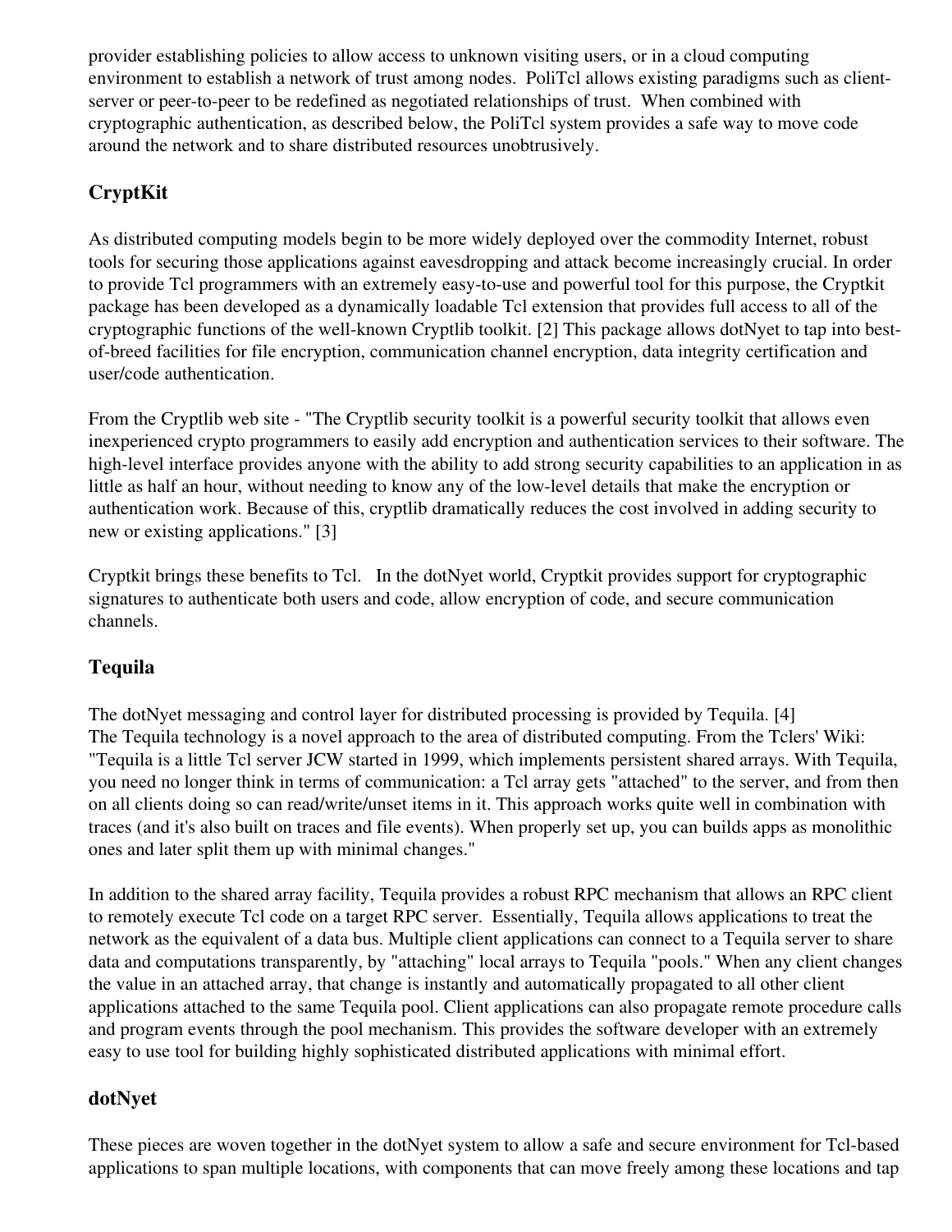provider establishing policies to allow access to unknown visiting users, or in a cloud computing environment to establish a network of trust among nodes. PoliTcl allows existing paradigms such as client-server or peer-to-peer to be redefined as negotiated relationships of trust. When combined with cryptographic authentication, as described below, the PoliTcl system provides a safe way to move code around the network and to share distributed resources unobtrusively.

## CryptKit

As distributed computing models begin to be more widely deployed over the commodity Internet, robust tools for securing those applications against eavesdropping and attack become increasingly crucial. In order to provide Tcl programmers with an extremely easy-to-use and powerful tool for this purpose, the Cryptkit package has been developed as a dynamically loadable Tcl extension that provides full access to all of the cryptographic functions of the well-known Cryptlib toolkit. [2] This package allows dotNyet to tap into best-of-breed facilities for file encryption, communication channel encryption, data integrity certification and user/code authentication.

From the Cryptlib web site - "The Cryptlib security toolkit is a powerful security toolkit that allows even inexperienced crypto programmers to easily add encryption and authentication services to their software. The high-level interface provides anyone with the ability to add strong security capabilities to an application in as little as half an hour, without needing to know any of the low-level details that make the encryption or authentication work. Because of this, cryptlib dramatically reduces the cost involved in adding security to new or existing applications." [3]

Cryptkit brings these benefits to Tcl. In the dotNyet world, Cryptkit provides support for cryptographic signatures to authenticate both users and code, allow encryption of code, and secure communication channels.

## Tequila

The dotNyet messaging and control layer for distributed processing is provided by Tequila. [4]
The Tequila technology is a novel approach to the area of distributed computing. From the Tclers' Wiki: "Tequila is a little Tcl server JCW started in 1999, which implements persistent shared arrays. With Tequila, you need no longer think in terms of communication: a Tcl array gets "attached" to the server, and from then on all clients doing so can read/write/unset items in it. This approach works quite well in combination with traces (and it's also built on traces and file events). When properly set up, you can builds apps as monolithic ones and later split them up with minimal changes."

In addition to the shared array facility, Tequila provides a robust RPC mechanism that allows an RPC client to remotely execute Tcl code on a target RPC server. Essentially, Tequila allows applications to treat the network as the equivalent of a data bus. Multiple client applications can connect to a Tequila server to share data and computations transparently, by "attaching" local arrays to Tequila "pools." When any client changes the value in an attached array, that change is instantly and automatically propagated to all other client applications attached to the same Tequila pool. Client applications can also propagate remote procedure calls and program events through the pool mechanism. This provides the software developer with an extremely easy to use tool for building highly sophisticated distributed applications with minimal effort.

## dotNyet

These pieces are woven together in the dotNyet system to allow a safe and secure environment for Tcl-based applications to span multiple locations, with components that can move freely among these locations and tap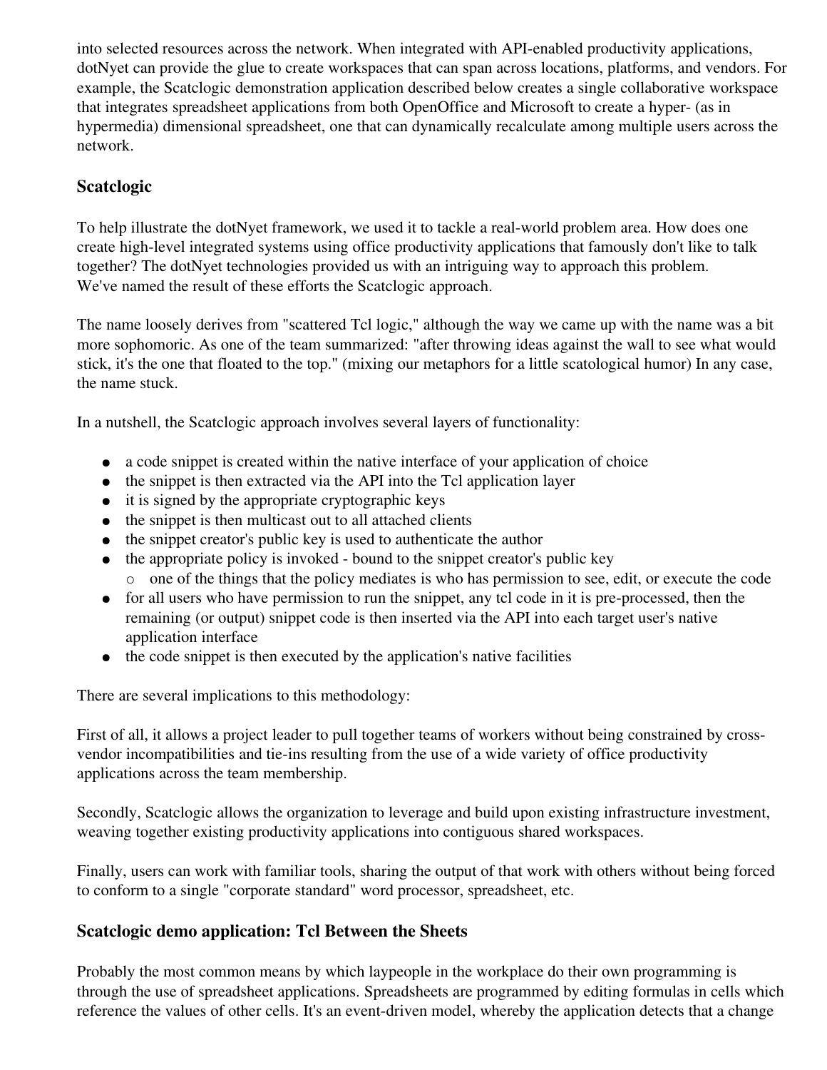into selected resources across the network. When integrated with API-enabled productivity applications, dotNyet can provide the glue to create workspaces that can span across locations, platforms, and vendors. For example, the Scatclogic demonstration application described below creates a single collaborative workspace that integrates spreadsheet applications from both OpenOffice and Microsoft to create a hyper- (as in hypermedia) dimensional spreadsheet, one that can dynamically recalculate among multiple users across the network.

### Scatclogic

To help illustrate the dotNyet framework, we used it to tackle a real-world problem area. How does one create high-level integrated systems using office productivity applications that famously don't like to talk together? The dotNyet technologies provided us with an intriguing way to approach this problem. We've named the result of these efforts the Scatclogic approach.

The name loosely derives from "scattered Tcl logic," although the way we came up with the name was a bit more sophomoric. As one of the team summarized: "after throwing ideas against the wall to see what would stick, it's the one that floated to the top." (mixing our metaphors for a little scatological humor) In any case, the name stuck.

In a nutshell, the Scatclogic approach involves several layers of functionality:

- a code snippet is created within the native interface of your application of choice
- the snippet is then extracted via the API into the Tcl application layer
- it is signed by the appropriate cryptographic keys
- the snippet is then multicast out to all attached clients
- the snippet creator's public key is used to authenticate the author
- the appropriate policy is invoked - bound to the snippet creator's public key
    - one of the things that the policy mediates is who has permission to see, edit, or execute the code
- for all users who have permission to run the snippet, any tcl code in it is pre-processed, then the remaining (or output) snippet code is then inserted via the API into each target user's native application interface
- the code snippet is then executed by the application's native facilities

There are several implications to this methodology:

First of all, it allows a project leader to pull together teams of workers without being constrained by cross-vendor incompatibilities and tie-ins resulting from the use of a wide variety of office productivity applications across the team membership.

Secondly, Scatclogic allows the organization to leverage and build upon existing infrastructure investment, weaving together existing productivity applications into contiguous shared workspaces.

Finally, users can work with familiar tools, sharing the output of that work with others without being forced to conform to a single "corporate standard" word processor, spreadsheet, etc.

### Scatclogic demo application: Tcl Between the Sheets

Probably the most common means by which laypeople in the workplace do their own programming is through the use of spreadsheet applications. Spreadsheets are programmed by editing formulas in cells which reference the values of other cells. It's an event-driven model, whereby the application detects that a change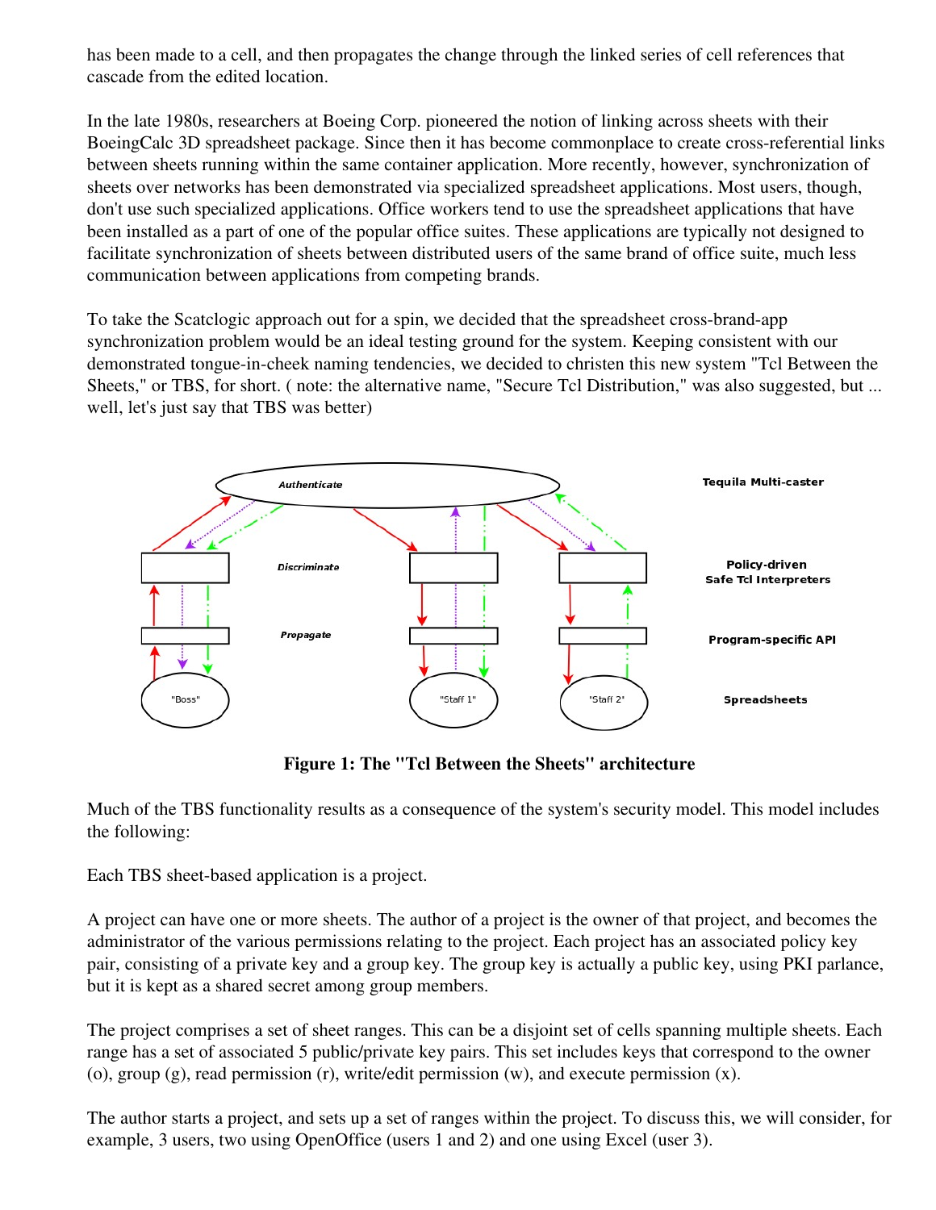has been made to a cell, and then propagates the change through the linked series of cell references that cascade from the edited location.

In the late 1980s, researchers at Boeing Corp. pioneered the notion of linking across sheets with their BoeingCalc 3D spreadsheet package. Since then it has become commonplace to create cross-referential links between sheets running within the same container application. More recently, however, synchronization of sheets over networks has been demonstrated via specialized spreadsheet applications. Most users, though, don't use such specialized applications. Office workers tend to use the spreadsheet applications that have been installed as a part of one of the popular office suites. These applications are typically not designed to facilitate synchronization of sheets between distributed users of the same brand of office suite, much less communication between applications from competing brands.

To take the Scatclogic approach out for a spin, we decided that the spreadsheet cross-brand-app synchronization problem would be an ideal testing ground for the system. Keeping consistent with our demonstrated tongue-in-cheek naming tendencies, we decided to christen this new system "Tcl Between the Sheets," or TBS, for short. ( note: the alternative name, "Secure Tcl Distribution," was also suggested, but ... well, let's just say that TBS was better)

**Figure 1: The "Tcl Between the Sheets" architecture**

Much of the TBS functionality results as a consequence of the system's security model. This model includes the following:

Each TBS sheet-based application is a project.

A project can have one or more sheets. The author of a project is the owner of that project, and becomes the administrator of the various permissions relating to the project. Each project has an associated policy key pair, consisting of a private key and a group key. The group key is actually a public key, using PKI parlance, but it is kept as a shared secret among group members.

The project comprises a set of sheet ranges. This can be a disjoint set of cells spanning multiple sheets. Each range has a set of associated 5 public/private key pairs. This set includes keys that correspond to the owner (o), group (g), read permission (r), write/edit permission (w), and execute permission (x).

The author starts a project, and sets up a set of ranges within the project. To discuss this, we will consider, for example, 3 users, two using OpenOffice (users 1 and 2) and one using Excel (user 3).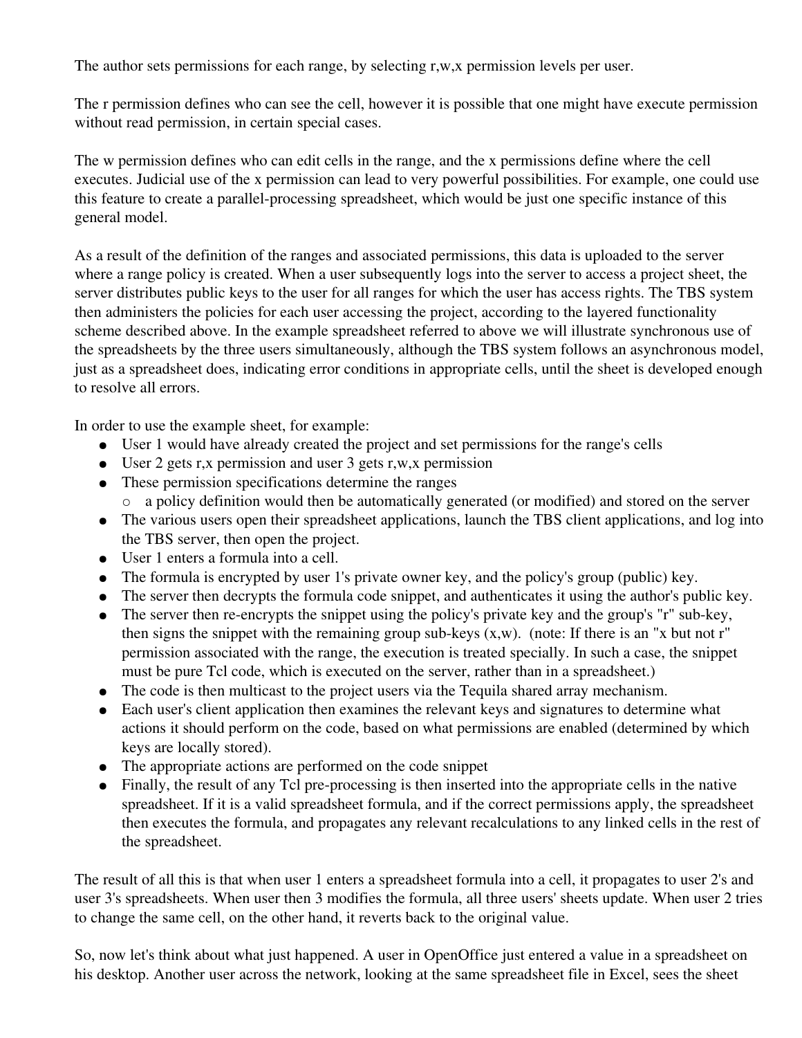The author sets permissions for each range, by selecting r,w,x permission levels per user.

The r permission defines who can see the cell, however it is possible that one might have execute permission without read permission, in certain special cases.

The w permission defines who can edit cells in the range, and the x permissions define where the cell executes. Judicial use of the x permission can lead to very powerful possibilities. For example, one could use this feature to create a parallel-processing spreadsheet, which would be just one specific instance of this general model.

As a result of the definition of the ranges and associated permissions, this data is uploaded to the server where a range policy is created. When a user subsequently logs into the server to access a project sheet, the server distributes public keys to the user for all ranges for which the user has access rights. The TBS system then administers the policies for each user accessing the project, according to the layered functionality scheme described above. In the example spreadsheet referred to above we will illustrate synchronous use of the spreadsheets by the three users simultaneously, although the TBS system follows an asynchronous model, just as a spreadsheet does, indicating error conditions in appropriate cells, until the sheet is developed enough to resolve all errors.

In order to use the example sheet, for example:

- User 1 would have already created the project and set permissions for the range's cells
- User 2 gets r,x permission and user 3 gets r,w,x permission
- These permission specifications determine the ranges
  - a policy definition would then be automatically generated (or modified) and stored on the server
- The various users open their spreadsheet applications, launch the TBS client applications, and log into the TBS server, then open the project.
- User 1 enters a formula into a cell.
- The formula is encrypted by user 1's private owner key, and the policy's group (public) key.
- The server then decrypts the formula code snippet, and authenticates it using the author's public key.
- The server then re-encrypts the snippet using the policy's private key and the group's "r" sub-key, then signs the snippet with the remaining group sub-keys (x,w). (note: If there is an "x but not r" permission associated with the range, the execution is treated specially. In such a case, the snippet must be pure Tcl code, which is executed on the server, rather than in a spreadsheet.)
- The code is then multicast to the project users via the Tequila shared array mechanism.
- Each user's client application then examines the relevant keys and signatures to determine what actions it should perform on the code, based on what permissions are enabled (determined by which keys are locally stored).
- The appropriate actions are performed on the code snippet
- Finally, the result of any Tcl pre-processing is then inserted into the appropriate cells in the native spreadsheet. If it is a valid spreadsheet formula, and if the correct permissions apply, the spreadsheet then executes the formula, and propagates any relevant recalculations to any linked cells in the rest of the spreadsheet.

The result of all this is that when user 1 enters a spreadsheet formula into a cell, it propagates to user 2's and user 3's spreadsheets. When user then 3 modifies the formula, all three users' sheets update. When user 2 tries to change the same cell, on the other hand, it reverts back to the original value.

So, now let's think about what just happened. A user in OpenOffice just entered a value in a spreadsheet on his desktop. Another user across the network, looking at the same spreadsheet file in Excel, sees the sheet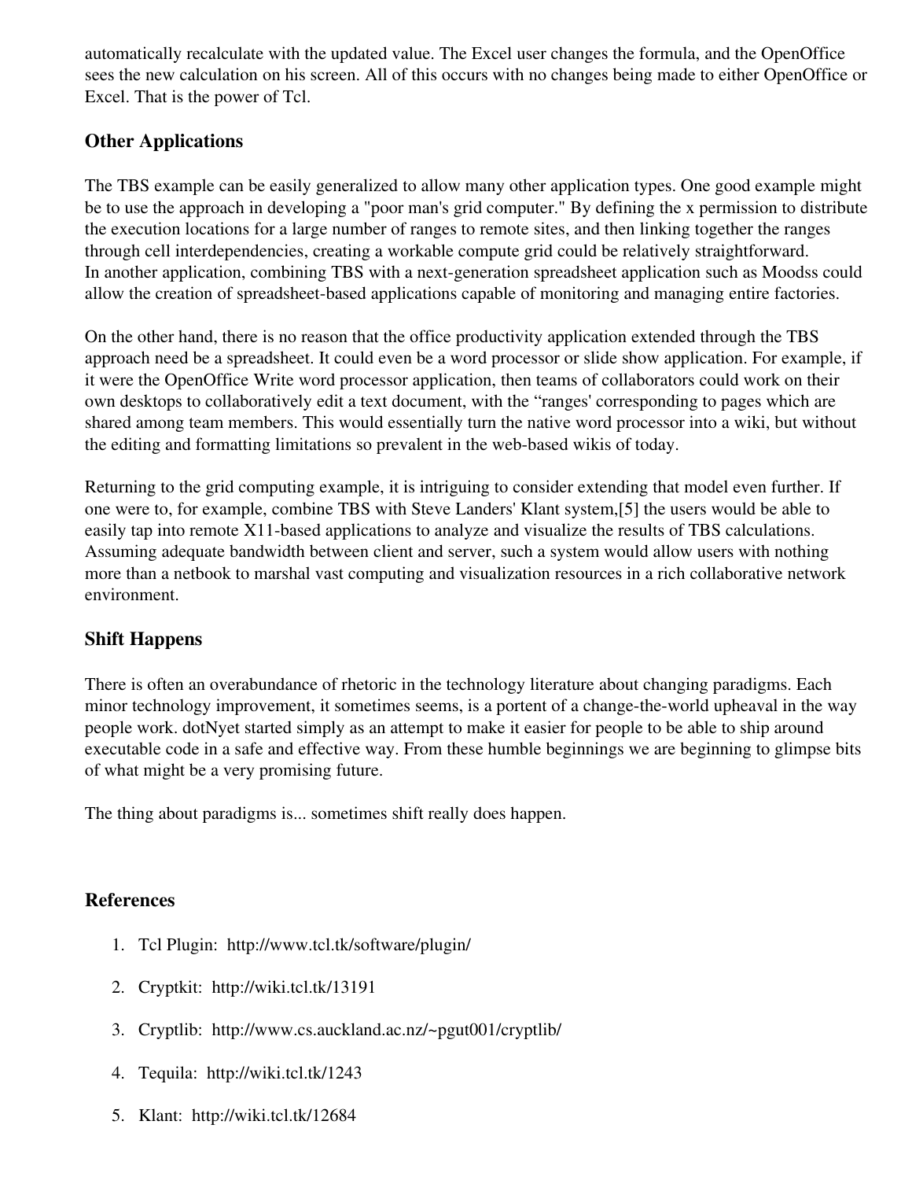automatically recalculate with the updated value. The Excel user changes the formula, and the OpenOffice sees the new calculation on his screen. All of this occurs with no changes being made to either OpenOffice or Excel. That is the power of Tcl.

### Other Applications

The TBS example can be easily generalized to allow many other application types. One good example might be to use the approach in developing a "poor man's grid computer." By defining the x permission to distribute the execution locations for a large number of ranges to remote sites, and then linking together the ranges through cell interdependencies, creating a workable compute grid could be relatively straightforward.
In another application, combining TBS with a next-generation spreadsheet application such as Moodss could allow the creation of spreadsheet-based applications capable of monitoring and managing entire factories.

On the other hand, there is no reason that the office productivity application extended through the TBS approach need be a spreadsheet. It could even be a word processor or slide show application. For example, if it were the OpenOffice Write word processor application, then teams of collaborators could work on their own desktops to collaboratively edit a text document, with the “ranges' corresponding to pages which are shared among team members. This would essentially turn the native word processor into a wiki, but without the editing and formatting limitations so prevalent in the web-based wikis of today.

Returning to the grid computing example, it is intriguing to consider extending that model even further. If one were to, for example, combine TBS with Steve Landers' Klant system,[5] the users would be able to easily tap into remote X11-based applications to analyze and visualize the results of TBS calculations. Assuming adequate bandwidth between client and server, such a system would allow users with nothing more than a netbook to marshal vast computing and visualization resources in a rich collaborative network environment.

### Shift Happens

There is often an overabundance of rhetoric in the technology literature about changing paradigms. Each minor technology improvement, it sometimes seems, is a portent of a change-the-world upheaval in the way people work. dotNyet started simply as an attempt to make it easier for people to be able to ship around executable code in a safe and effective way. From these humble beginnings we are beginning to glimpse bits of what might be a very promising future.

The thing about paradigms is... sometimes shift really does happen.

### References

1. Tcl Plugin: http://www.tcl.tk/software/plugin/
2. Cryptkit: http://wiki.tcl.tk/13191
3. Cryptlib: http://www.cs.auckland.ac.nz/~pgut001/cryptlib/
4. Tequila: http://wiki.tcl.tk/1243
5. Klant: http://wiki.tcl.tk/12684